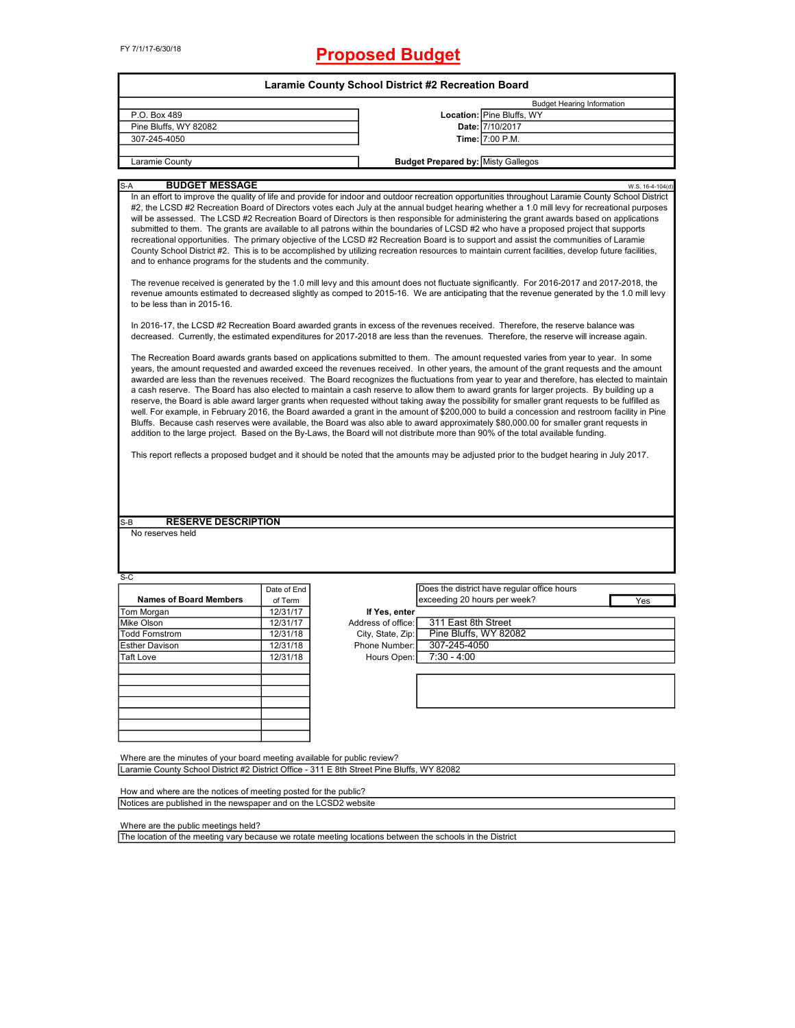FY 7/1/17-6/30/18

# Proposed Budget

## Laramie County School District #2 Recreation Board

| | | |
|---|---|---|
| | | Budget Hearing Information |
| P.O. Box 489 | **Location:** | Pine Bluffs, WY |
| Pine Bluffs, WY 82082 | **Date:** | 7/10/2017 |
| 307-245-4050 | **Time:** | 7:00 P.M. |
| Laramie County | **Budget Prepared by:** | Misty Gallegos |

S-A **BUDGET MESSAGE** W.S. 16-4-104(d)

In an effort to improve the quality of life and provide for indoor and outdoor recreation opportunities throughout Laramie County School District #2, the LCSD #2 Recreation Board of Directors votes each July at the annual budget hearing whether a 1.0 mill levy for recreational purposes will be assessed. The LCSD #2 Recreation Board of Directors is then responsible for administering the grant awards based on applications submitted to them. The grants are available to all patrons within the boundaries of LCSD #2 who have a proposed project that supports recreational opportunities. The primary objective of the LCSD #2 Recreation Board is to support and assist the communities of Laramie County School District #2. This is to be accomplished by utilizing recreation resources to maintain current facilities, develop future facilities, and to enhance programs for the students and the community.

The revenue received is generated by the 1.0 mill levy and this amount does not fluctuate significantly. For 2016-2017 and 2017-2018, the revenue amounts estimated to decreased slightly as comped to 2015-16. We are anticipating that the revenue generated by the 1.0 mill levy to be less than in 2015-16.

In 2016-17, the LCSD #2 Recreation Board awarded grants in excess of the revenues received. Therefore, the reserve balance was decreased. Currently, the estimated expenditures for 2017-2018 are less than the revenues. Therefore, the reserve will increase again.

The Recreation Board awards grants based on applications submitted to them. The amount requested varies from year to year. In some years, the amount requested and awarded exceed the revenues received. In other years, the amount of the grant requests and the amount awarded are less than the revenues received. The Board recognizes the fluctuations from year to year and therefore, has elected to maintain a cash reserve. The Board has also elected to maintain a cash reserve to allow them to award grants for larger projects. By building up a reserve, the Board is able award larger grants when requested without taking away the possibility for smaller grant requests to be fulfilled as well. For example, in February 2016, the Board awarded a grant in the amount of $200,000 to build a concession and restroom facility in Pine Bluffs. Because cash reserves were available, the Board was also able to award approximately $80,000.00 for smaller grant requests in addition to the large project. Based on the By-Laws, the Board will not distribute more than 90% of the total available funding.

This report reflects a proposed budget and it should be noted that the amounts may be adjusted prior to the budget hearing in July 2017.

S-B **RESERVE DESCRIPTION**

No reserves held

S-C

| Names of Board Members | Date of End of Term |
|---|---|
| Tom Morgan | 12/31/17 |
| Mike Olson | 12/31/17 |
| Todd Fornstrom | 12/31/18 |
| Esther Davison | 12/31/18 |
| Taft Love | 12/31/18 |

| | |
|---|---|
| Does the district have regular office hours exceeding 20 hours per week? | Yes |
| **If Yes, enter** | |
| Address of office: | 311 East 8th Street |
| City, State, Zip: | Pine Bluffs, WY 82082 |
| Phone Number: | 307-245-4050 |
| Hours Open: | 7:30 - 4:00 |

Where are the minutes of your board meeting available for public review?

Laramie County School District #2 District Office - 311 E 8th Street Pine Bluffs, WY 82082

How and where are the notices of meeting posted for the public?

Notices are published in the newspaper and on the LCSD2 website

Where are the public meetings held?

The location of the meeting vary because we rotate meeting locations between the schools in the District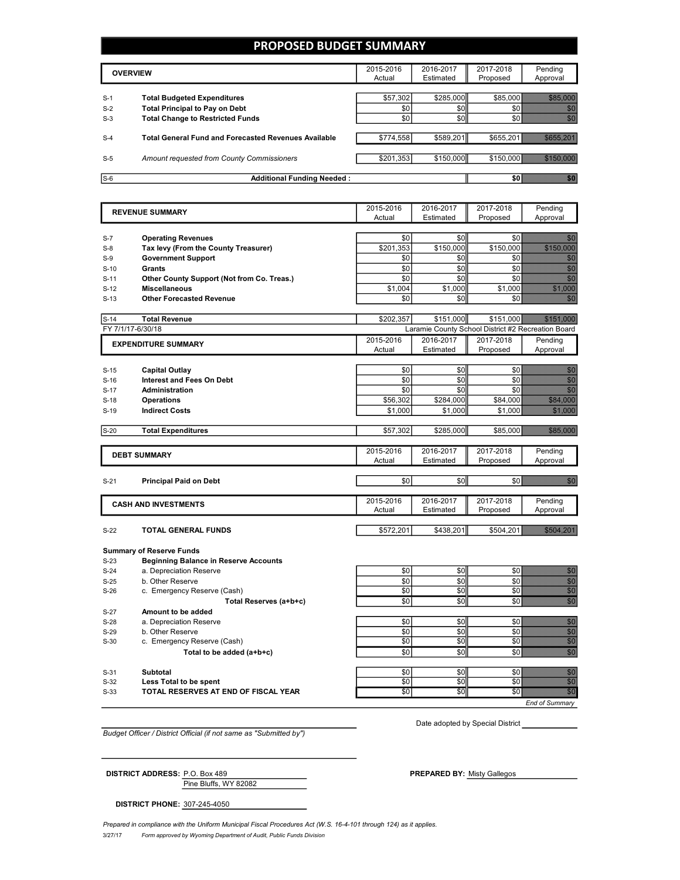# PROPOSED BUDGET SUMMARY

| | OVERVIEW | 2015-2016 Actual | 2016-2017 Estimated | 2017-2018 Proposed | Pending Approval |
|---|---|---|---|---|---|
| S-1 | **Total Budgeted Expenditures** | $57,302 | $285,000 | $85,000 | $85,000 |
| S-2 | **Total Principal to Pay on Debt** | $0 | $0 | $0 | $0 |
| S-3 | **Total Change to Restricted Funds** | $0 | $0 | $0 | $0 |
| S-4 | **Total General Fund and Forecasted Revenues Available** | $774,558 | $589,201 | $655,201 | $655,201 |
| S-5 | *Amount requested from County Commissioners* | $201,353 | $150,000 | $150,000 | $150,000 |
| S-6 | **Additional Funding Needed :** | | | $0 | $0 |

| | REVENUE SUMMARY | 2015-2016 Actual | 2016-2017 Estimated | 2017-2018 Proposed | Pending Approval |
|---|---|---|---|---|---|
| S-7 | **Operating Revenues** | $0 | $0 | $0 | $0 |
| S-8 | **Tax levy (From the County Treasurer)** | $201,353 | $150,000 | $150,000 | $150,000 |
| S-9 | **Government Support** | $0 | $0 | $0 | $0 |
| S-10 | **Grants** | $0 | $0 | $0 | $0 |
| S-11 | **Other County Support (Not from Co. Treas.)** | $0 | $0 | $0 | $0 |
| S-12 | **Miscellaneous** | $1,004 | $1,000 | $1,000 | $1,000 |
| S-13 | **Other Forecasted Revenue** | $0 | $0 | $0 | $0 |
| S-14 | **Total Revenue** | $202,357 | $151,000 | $151,000 | $151,000 |

FY 7/1/17-6/30/18 — Laramie County School District #2 Recreation Board

| | EXPENDITURE SUMMARY | 2015-2016 Actual | 2016-2017 Estimated | 2017-2018 Proposed | Pending Approval |
|---|---|---|---|---|---|
| S-15 | **Capital Outlay** | $0 | $0 | $0 | $0 |
| S-16 | **Interest and Fees On Debt** | $0 | $0 | $0 | $0 |
| S-17 | **Administration** | $0 | $0 | $0 | $0 |
| S-18 | **Operations** | $56,302 | $284,000 | $84,000 | $84,000 |
| S-19 | **Indirect Costs** | $1,000 | $1,000 | $1,000 | $1,000 |
| S-20 | **Total Expenditures** | $57,302 | $285,000 | $85,000 | $85,000 |

| | DEBT SUMMARY | 2015-2016 Actual | 2016-2017 Estimated | 2017-2018 Proposed | Pending Approval |
|---|---|---|---|---|---|
| S-21 | **Principal Paid on Debt** | $0 | $0 | $0 | $0 |

| | CASH AND INVESTMENTS | 2015-2016 Actual | 2016-2017 Estimated | 2017-2018 Proposed | Pending Approval |
|---|---|---|---|---|---|
| S-22 | **TOTAL GENERAL FUNDS** | $572,201 | $438,201 | $504,201 | $504,201 |
| | **Summary of Reserve Funds** | | | | |
| S-23 | **Beginning Balance in Reserve Accounts** | | | | |
| S-24 | a. Depreciation Reserve | $0 | $0 | $0 | $0 |
| S-25 | b. Other Reserve | $0 | $0 | $0 | $0 |
| S-26 | c. Emergency Reserve (Cash) | $0 | $0 | $0 | $0 |
| | **Total Reserves (a+b+c)** | $0 | $0 | $0 | $0 |
| S-27 | **Amount to be added** | | | | |
| S-28 | a. Depreciation Reserve | $0 | $0 | $0 | $0 |
| S-29 | b. Other Reserve | $0 | $0 | $0 | $0 |
| S-30 | c. Emergency Reserve (Cash) | $0 | $0 | $0 | $0 |
| | **Total to be added (a+b+c)** | $0 | $0 | $0 | $0 |
| S-31 | **Subtotal** | $0 | $0 | $0 | $0 |
| S-32 | **Less Total to be spent** | $0 | $0 | $0 | $0 |
| S-33 | **TOTAL RESERVES AT END OF FISCAL YEAR** | $0 | $0 | $0 | $0 |

*End of Summary*

*Budget Officer / District Official (if not same as "Submitted by")*

Date adopted by Special District ____________

**DISTRICT ADDRESS:** P.O. Box 489
Pine Bluffs, WY 82082

**PREPARED BY:** Misty Gallegos

**DISTRICT PHONE:** 307-245-4050

*Prepared in compliance with the Uniform Municipal Fiscal Procedures Act (W.S. 16-4-101 through 124) as it applies.*

3/27/17 *Form approved by Wyoming Department of Audit, Public Funds Division*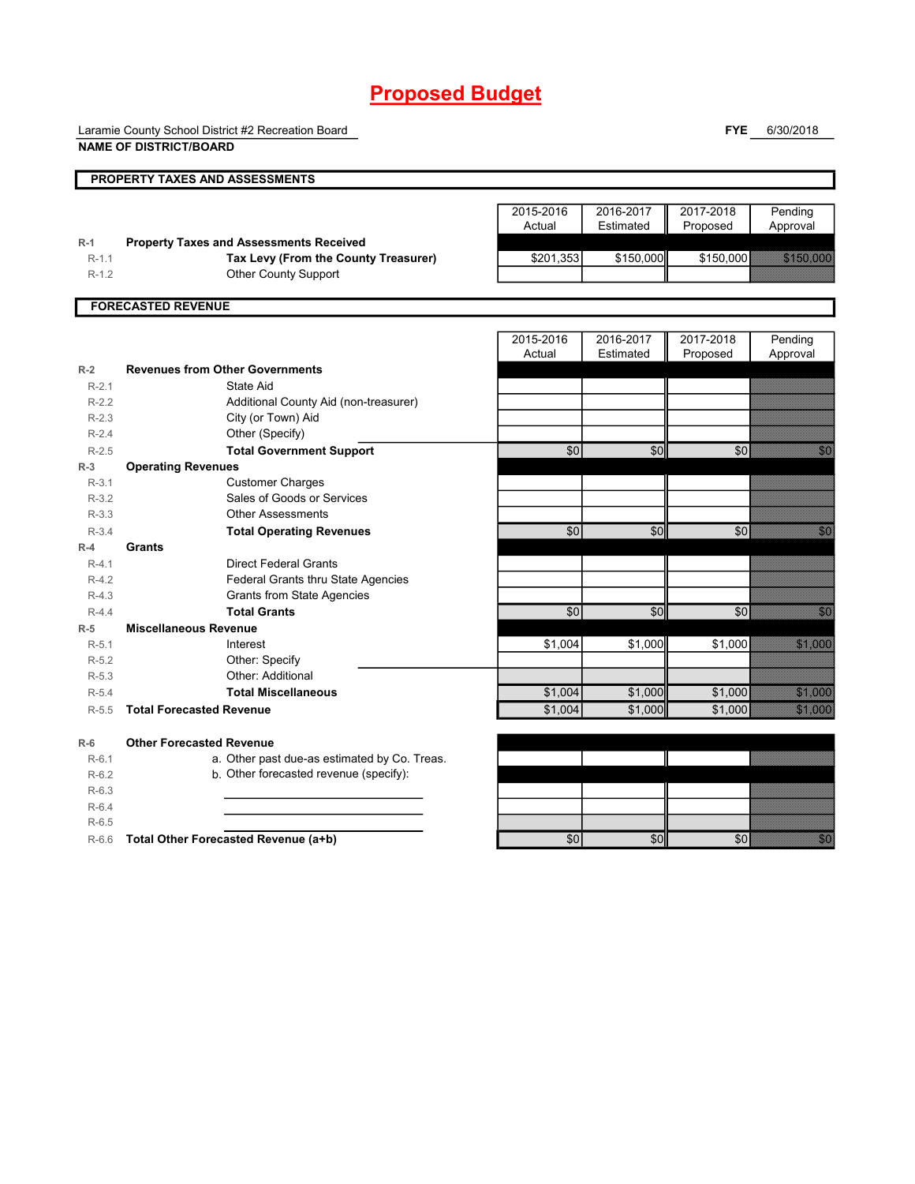# Proposed Budget

Laramie County School District #2 Recreation Board

**NAME OF DISTRICT/BOARD**

**FYE** 6/30/2018

## PROPERTY TAXES AND ASSESSMENTS

| | | 2015-2016 Actual | 2016-2017 Estimated | 2017-2018 Proposed | Pending Approval |
|---|---|---|---|---|---|
| R-1 | **Property Taxes and Assessments Received** | | | | |
| R-1.1 | **Tax Levy (From the County Treasurer)** | $201,353 | $150,000 | $150,000 | $150,000 |
| R-1.2 | Other County Support | | | | |

## FORECASTED REVENUE

| | | 2015-2016 Actual | 2016-2017 Estimated | 2017-2018 Proposed | Pending Approval |
|---|---|---|---|---|---|
| R-2 | **Revenues from Other Governments** | | | | |
| R-2.1 | State Aid | | | | |
| R-2.2 | Additional County Aid (non-treasurer) | | | | |
| R-2.3 | City (or Town) Aid | | | | |
| R-2.4 | Other (Specify) | | | | |
| R-2.5 | **Total Government Support** | $0 | $0 | $0 | $0 |
| R-3 | **Operating Revenues** | | | | |
| R-3.1 | Customer Charges | | | | |
| R-3.2 | Sales of Goods or Services | | | | |
| R-3.3 | Other Assessments | | | | |
| R-3.4 | **Total Operating Revenues** | $0 | $0 | $0 | $0 |
| R-4 | **Grants** | | | | |
| R-4.1 | Direct Federal Grants | | | | |
| R-4.2 | Federal Grants thru State Agencies | | | | |
| R-4.3 | Grants from State Agencies | | | | |
| R-4.4 | **Total Grants** | $0 | $0 | $0 | $0 |
| R-5 | **Miscellaneous Revenue** | | | | |
| R-5.1 | Interest | $1,004 | $1,000 | $1,000 | $1,000 |
| R-5.2 | Other: Specify | | | | |
| R-5.3 | Other: Additional | | | | |
| R-5.4 | **Total Miscellaneous** | $1,004 | $1,000 | $1,000 | $1,000 |
| R-5.5 | **Total Forecasted Revenue** | $1,004 | $1,000 | $1,000 | $1,000 |
| R-6 | **Other Forecasted Revenue** | | | | |
| R-6.1 | a. Other past due-as estimated by Co. Treas. | | | | |
| R-6.2 | b. Other forecasted revenue (specify): | | | | |
| R-6.3 | | | | | |
| R-6.4 | | | | | |
| R-6.5 | | | | | |
| R-6.6 | **Total Other Forecasted Revenue (a+b)** | $0 | $0 | $0 | $0 |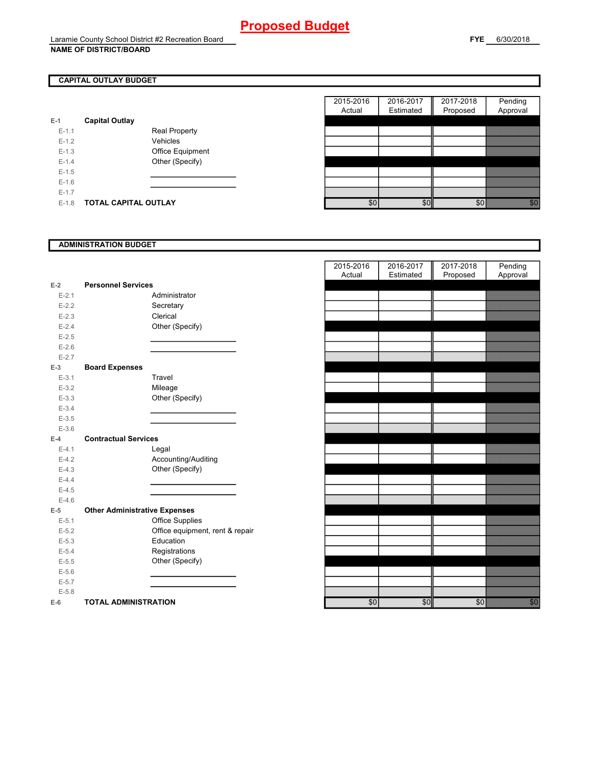# Proposed Budget

Laramie County School District #2 Recreation Board
**NAME OF DISTRICT/BOARD**

**FYE** 6/30/2018

## CAPITAL OUTLAY BUDGET

| | | | 2015-2016 Actual | 2016-2017 Estimated | 2017-2018 Proposed | Pending Approval |
|---|---|---|---|---|---|---|
| E-1 | **Capital Outlay** | | | | | |
| E-1.1 | | Real Property | | | | |
| E-1.2 | | Vehicles | | | | |
| E-1.3 | | Office Equipment | | | | |
| E-1.4 | | Other (Specify) | | | | |
| E-1.5 | | | | | | |
| E-1.6 | | | | | | |
| E-1.7 | | | | | | |
| E-1.8 | **TOTAL CAPITAL OUTLAY** | | $0 | $0 | $0 | $0 |

## ADMINISTRATION BUDGET

| | | | 2015-2016 Actual | 2016-2017 Estimated | 2017-2018 Proposed | Pending Approval |
|---|---|---|---|---|---|---|
| E-2 | **Personnel Services** | | | | | |
| E-2.1 | | Administrator | | | | |
| E-2.2 | | Secretary | | | | |
| E-2.3 | | Clerical | | | | |
| E-2.4 | | Other (Specify) | | | | |
| E-2.5 | | | | | | |
| E-2.6 | | | | | | |
| E-2.7 | | | | | | |
| E-3 | **Board Expenses** | | | | | |
| E-3.1 | | Travel | | | | |
| E-3.2 | | Mileage | | | | |
| E-3.3 | | Other (Specify) | | | | |
| E-3.4 | | | | | | |
| E-3.5 | | | | | | |
| E-3.6 | | | | | | |
| E-4 | **Contractual Services** | | | | | |
| E-4.1 | | Legal | | | | |
| E-4.2 | | Accounting/Auditing | | | | |
| E-4.3 | | Other (Specify) | | | | |
| E-4.4 | | | | | | |
| E-4.5 | | | | | | |
| E-4.6 | | | | | | |
| E-5 | **Other Administrative Expenses** | | | | | |
| E-5.1 | | Office Supplies | | | | |
| E-5.2 | | Office equipment, rent & repair | | | | |
| E-5.3 | | Education | | | | |
| E-5.4 | | Registrations | | | | |
| E-5.5 | | Other (Specify) | | | | |
| E-5.6 | | | | | | |
| E-5.7 | | | | | | |
| E-5.8 | | | | | | |
| E-6 | **TOTAL ADMINISTRATION** | | $0 | $0 | $0 | $0 |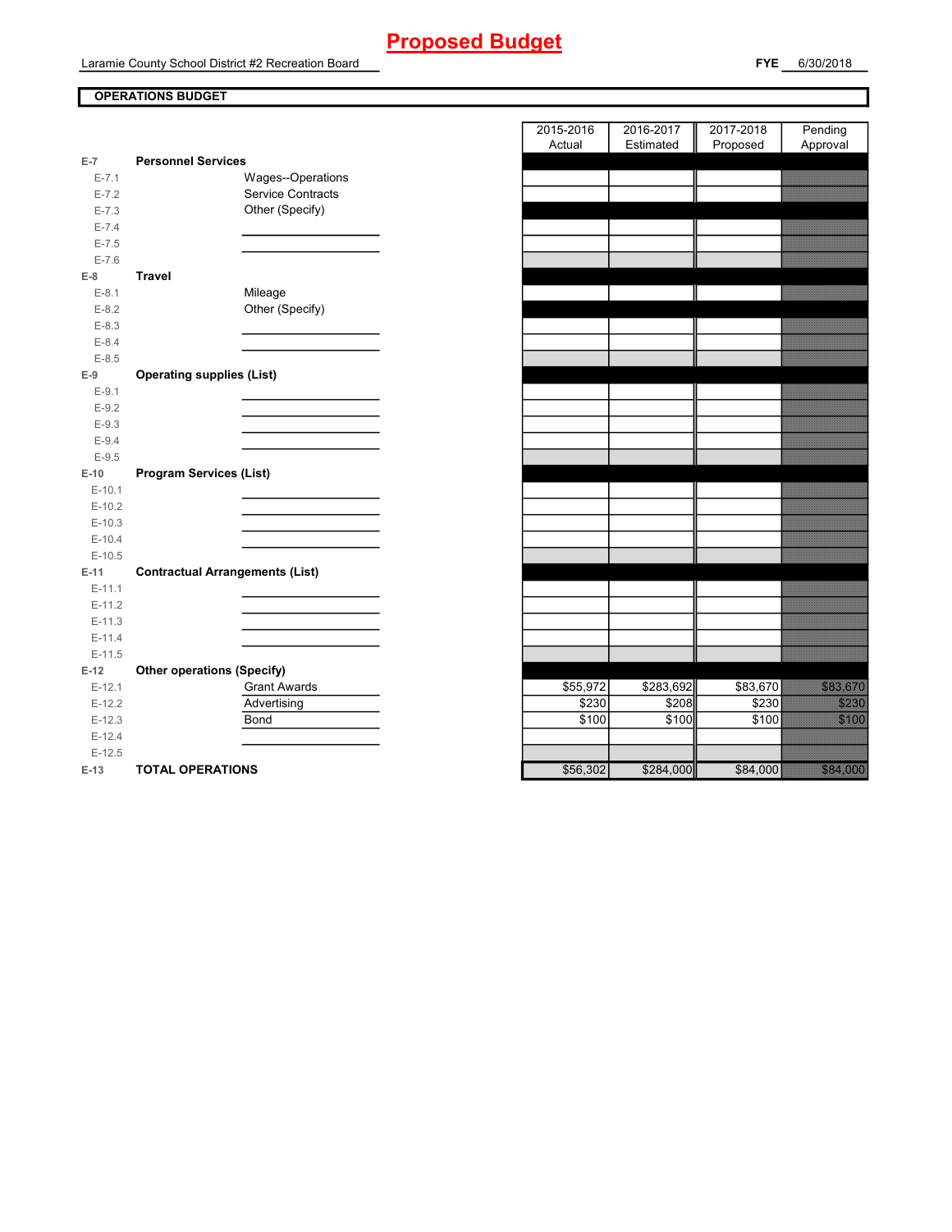# Proposed Budget

Laramie County School District #2 Recreation Board

**FYE** 6/30/2018

## OPERATIONS BUDGET

| | | | 2015-2016 Actual | 2016-2017 Estimated | 2017-2018 Proposed | Pending Approval |
|---|---|---|---|---|---|---|
| **E-7** | **Personnel Services** | | | | | |
| E-7.1 | | Wages--Operations | | | | |
| E-7.2 | | Service Contracts | | | | |
| E-7.3 | | Other (Specify) | | | | |
| E-7.4 | | | | | | |
| E-7.5 | | | | | | |
| E-7.6 | | | | | | |
| **E-8** | **Travel** | | | | | |
| E-8.1 | | Mileage | | | | |
| E-8.2 | | Other (Specify) | | | | |
| E-8.3 | | | | | | |
| E-8.4 | | | | | | |
| E-8.5 | | | | | | |
| **E-9** | **Operating supplies (List)** | | | | | |
| E-9.1 | | | | | | |
| E-9.2 | | | | | | |
| E-9.3 | | | | | | |
| E-9.4 | | | | | | |
| E-9.5 | | | | | | |
| **E-10** | **Program Services (List)** | | | | | |
| E-10.1 | | | | | | |
| E-10.2 | | | | | | |
| E-10.3 | | | | | | |
| E-10.4 | | | | | | |
| E-10.5 | | | | | | |
| **E-11** | **Contractual Arrangements (List)** | | | | | |
| E-11.1 | | | | | | |
| E-11.2 | | | | | | |
| E-11.3 | | | | | | |
| E-11.4 | | | | | | |
| E-11.5 | | | | | | |
| **E-12** | **Other operations (Specify)** | | | | | |
| E-12.1 | | Grant Awards | $55,972 | $283,692 | $83,670 | $83,670 |
| E-12.2 | | Advertising | $230 | $208 | $230 | $230 |
| E-12.3 | | Bond | $100 | $100 | $100 | $100 |
| E-12.4 | | | | | | |
| E-12.5 | | | | | | |
| **E-13** | **TOTAL OPERATIONS** | | $56,302 | $284,000 | $84,000 | $84,000 |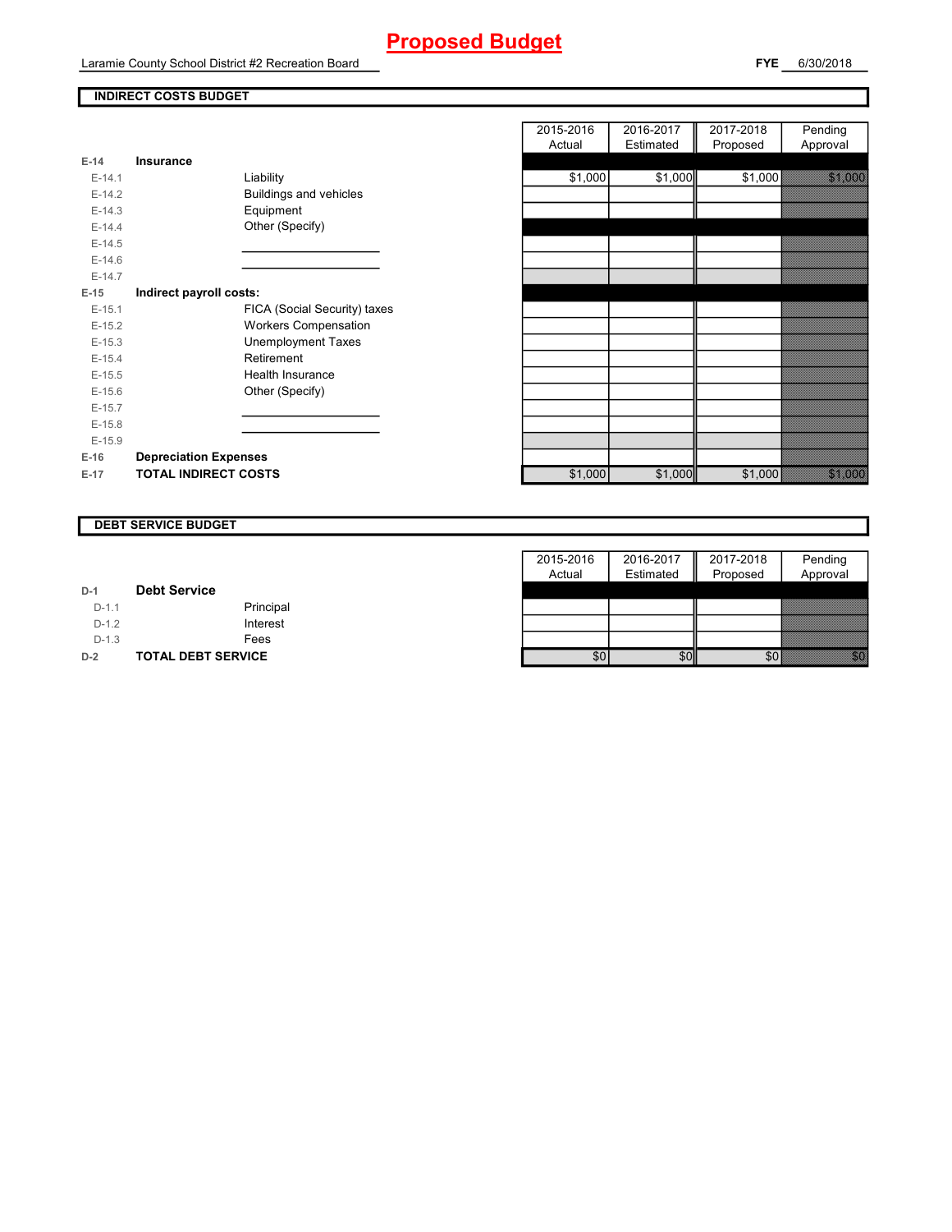# Proposed Budget

Laramie County School District #2 Recreation Board

**FYE** 6/30/2018

## INDIRECT COSTS BUDGET

| | | | 2015-2016 Actual | 2016-2017 Estimated | 2017-2018 Proposed | Pending Approval |
|---|---|---|---|---|---|---|
| **E-14** | **Insurance** | | | | | |
| E-14.1 | | Liability | $1,000 | $1,000 | $1,000 | $1,000 |
| E-14.2 | | Buildings and vehicles | | | | |
| E-14.3 | | Equipment | | | | |
| E-14.4 | | Other (Specify) | | | | |
| E-14.5 | | | | | | |
| E-14.6 | | | | | | |
| E-14.7 | | | | | | |
| **E-15** | **Indirect payroll costs:** | | | | | |
| E-15.1 | | FICA (Social Security) taxes | | | | |
| E-15.2 | | Workers Compensation | | | | |
| E-15.3 | | Unemployment Taxes | | | | |
| E-15.4 | | Retirement | | | | |
| E-15.5 | | Health Insurance | | | | |
| E-15.6 | | Other (Specify) | | | | |
| E-15.7 | | | | | | |
| E-15.8 | | | | | | |
| E-15.9 | | | | | | |
| **E-16** | **Depreciation Expenses** | | | | | |
| **E-17** | **TOTAL INDIRECT COSTS** | | $1,000 | $1,000 | $1,000 | $1,000 |

## DEBT SERVICE BUDGET

| | | | 2015-2016 Actual | 2016-2017 Estimated | 2017-2018 Proposed | Pending Approval |
|---|---|---|---|---|---|---|
| **D-1** | **Debt Service** | | | | | |
| D-1.1 | | Principal | | | | |
| D-1.2 | | Interest | | | | |
| D-1.3 | | Fees | | | | |
| **D-2** | **TOTAL DEBT SERVICE** | | $0 | $0 | $0 | $0 |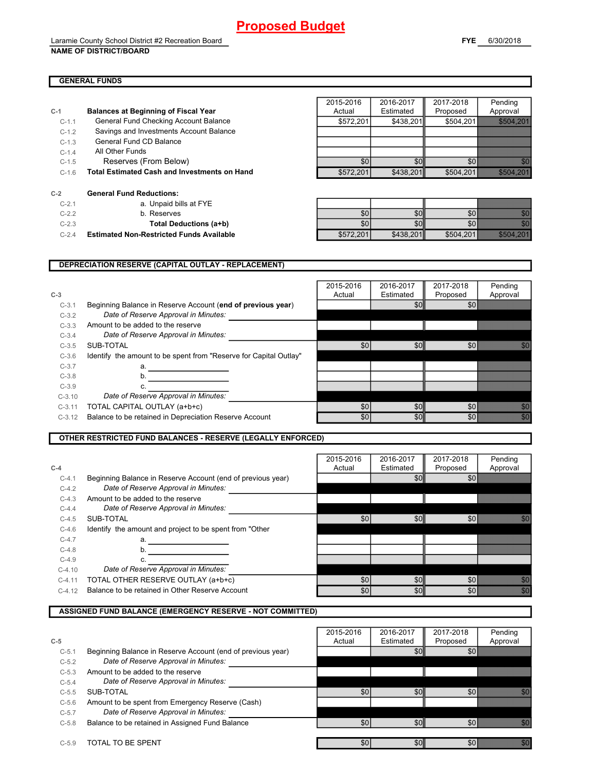# Proposed Budget

Laramie County School District #2 Recreation Board
**NAME OF DISTRICT/BOARD**

**FYE** 6/30/2018

## GENERAL FUNDS

| | | 2015-2016 Actual | 2016-2017 Estimated | 2017-2018 Proposed | Pending Approval |
|---|---|---|---|---|---|
| C-1 | **Balances at Beginning of Fiscal Year** | | | | |
| C-1.1 | General Fund Checking Account Balance | $572,201 | $438,201 | $504,201 | $504,201 |
| C-1.2 | Savings and Investments Account Balance | | | | |
| C-1.3 | General Fund CD Balance | | | | |
| C-1.4 | All Other Funds | | | | |
| C-1.5 | Reserves (From Below) | $0 | $0 | $0 | $0 |
| C-1.6 | **Total Estimated Cash and Investments on Hand** | $572,201 | $438,201 | $504,201 | $504,201 |
| C-2 | **General Fund Reductions:** | | | | |
| C-2.1 | a. Unpaid bills at FYE | | | | |
| C-2.2 | b. Reserves | $0 | $0 | $0 | $0 |
| C-2.3 | **Total Deductions (a+b)** | $0 | $0 | $0 | $0 |
| C-2.4 | **Estimated Non-Restricted Funds Available** | $572,201 | $438,201 | $504,201 | $504,201 |

## DEPRECIATION RESERVE (CAPITAL OUTLAY - REPLACEMENT)

| | | 2015-2016 Actual | 2016-2017 Estimated | 2017-2018 Proposed | Pending Approval |
|---|---|---|---|---|---|
| C-3 | | | | | |
| C-3.1 | Beginning Balance in Reserve Account (**end of previous year**) | | $0 | $0 | |
| C-3.2 | *Date of Reserve Approval in Minutes:* | | | | |
| C-3.3 | Amount to be added to the reserve | | | | |
| C-3.4 | *Date of Reserve Approval in Minutes:* | | | | |
| C-3.5 | SUB-TOTAL | $0 | $0 | $0 | $0 |
| C-3.6 | Identify the amount to be spent from "Reserve for Capital Outlay" | | | | |
| C-3.7 | a. | | | | |
| C-3.8 | b. | | | | |
| C-3.9 | c. | | | | |
| C-3.10 | *Date of Reserve Approval in Minutes:* | | | | |
| C-3.11 | TOTAL CAPITAL OUTLAY (a+b+c) | $0 | $0 | $0 | $0 |
| C-3.12 | Balance to be retained in Depreciation Reserve Account | $0 | $0 | $0 | $0 |

## OTHER RESTRICTED FUND BALANCES - RESERVE (LEGALLY ENFORCED)

| | | 2015-2016 Actual | 2016-2017 Estimated | 2017-2018 Proposed | Pending Approval |
|---|---|---|---|---|---|
| C-4 | | | | | |
| C-4.1 | Beginning Balance in Reserve Account (end of previous year) | | $0 | $0 | |
| C-4.2 | *Date of Reserve Approval in Minutes:* | | | | |
| C-4.3 | Amount to be added to the reserve | | | | |
| C-4.4 | *Date of Reserve Approval in Minutes:* | | | | |
| C-4.5 | SUB-TOTAL | $0 | $0 | $0 | $0 |
| C-4.6 | Identify the amount and project to be spent from "Other | | | | |
| C-4.7 | a. | | | | |
| C-4.8 | b. | | | | |
| C-4.9 | c. | | | | |
| C-4.10 | *Date of Reserve Approval in Minutes:* | | | | |
| C-4.11 | TOTAL OTHER RESERVE OUTLAY (a+b+c) | $0 | $0 | $0 | $0 |
| C-4.12 | Balance to be retained in Other Reserve Account | $0 | $0 | $0 | $0 |

## ASSIGNED FUND BALANCE (EMERGENCY RESERVE - NOT COMMITTED)

| | | 2015-2016 Actual | 2016-2017 Estimated | 2017-2018 Proposed | Pending Approval |
|---|---|---|---|---|---|
| C-5 | | | | | |
| C-5.1 | Beginning Balance in Reserve Account (end of previous year) | | $0 | $0 | |
| C-5.2 | *Date of Reserve Approval in Minutes:* | | | | |
| C-5.3 | Amount to be added to the reserve | | | | |
| C-5.4 | *Date of Reserve Approval in Minutes:* | | | | |
| C-5.5 | SUB-TOTAL | $0 | $0 | $0 | $0 |
| C-5.6 | Amount to be spent from Emergency Reserve (Cash) | | | | |
| C-5.7 | *Date of Reserve Approval in Minutes:* | | | | |
| C-5.8 | Balance to be retained in Assigned Fund Balance | $0 | $0 | $0 | $0 |
| C-5.9 | TOTAL TO BE SPENT | $0 | $0 | $0 | $0 |